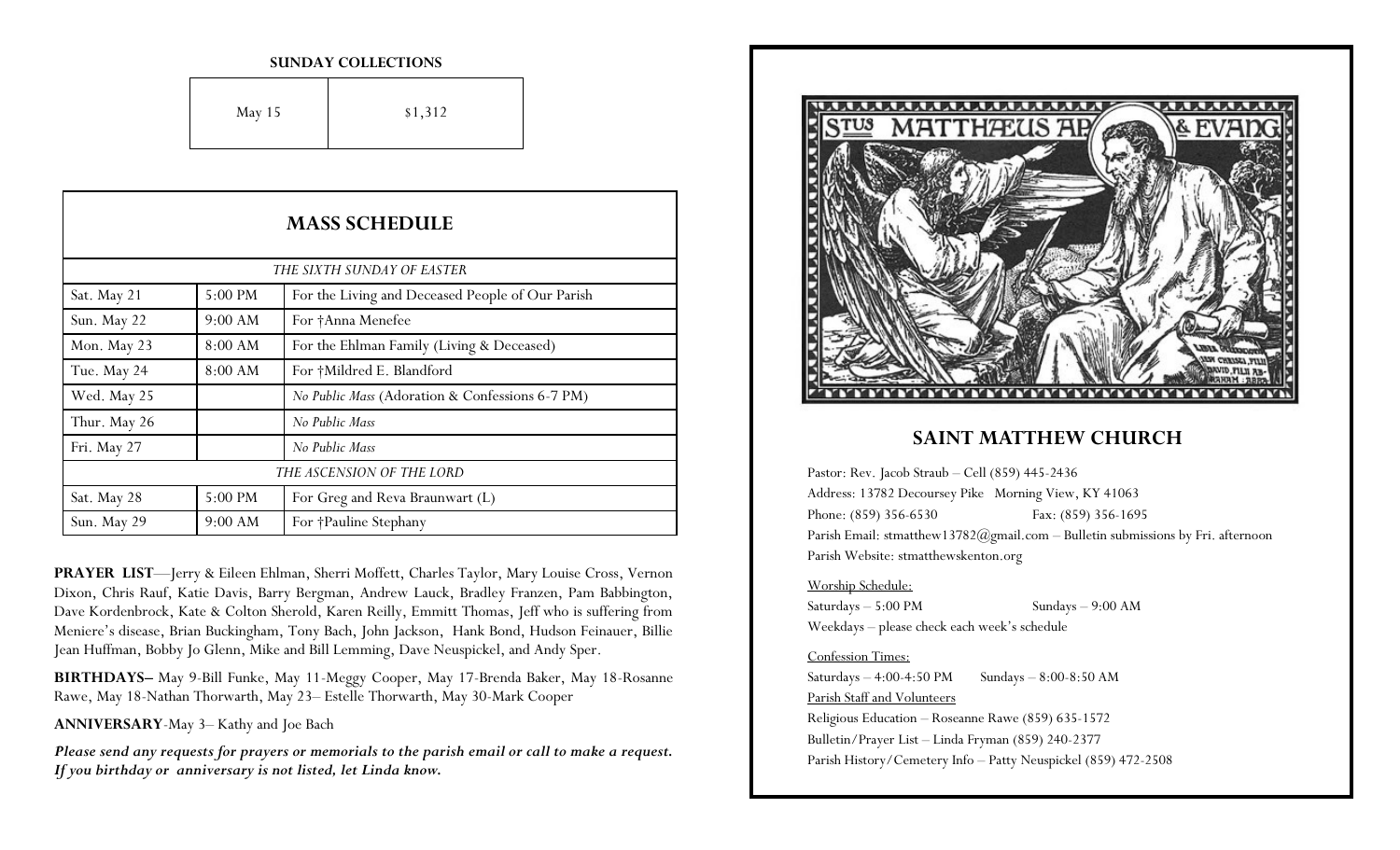**SUNDAY COLLECTIONS**

| May 15 | $1,312 |
|---|---|

## MASS SCHEDULE

| | | |
|---|---|---|
| *THE SIXTH SUNDAY OF EASTER* | | |
| Sat. May 21 | 5:00 PM | For the Living and Deceased People of Our Parish |
| Sun. May 22 | 9:00 AM | For †Anna Menefee |
| Mon. May 23 | 8:00 AM | For the Ehlman Family (Living & Deceased) |
| Tue. May 24 | 8:00 AM | For †Mildred E. Blandford |
| Wed. May 25 | | *No Public Mass* (Adoration & Confessions 6-7 PM) |
| Thur. May 26 | | *No Public Mass* |
| Fri. May 27 | | *No Public Mass* |
| *THE ASCENSION OF THE LORD* | | |
| Sat. May 28 | 5:00 PM | For Greg and Reva Braunwart (L) |
| Sun. May 29 | 9:00 AM | For †Pauline Stephany |

**PRAYER LIST**—Jerry & Eileen Ehlman, Sherri Moffett, Charles Taylor, Mary Louise Cross, Vernon Dixon, Chris Rauf, Katie Davis, Barry Bergman, Andrew Lauck, Bradley Franzen, Pam Babbington, Dave Kordenbrock, Kate & Colton Sherold, Karen Reilly, Emmitt Thomas, Jeff who is suffering from Meniere's disease, Brian Buckingham, Tony Bach, John Jackson, Hank Bond, Hudson Feinauer, Billie Jean Huffman, Bobby Jo Glenn, Mike and Bill Lemming, Dave Neuspickel, and Andy Sper.

**BIRTHDAYS–** May 9-Bill Funke, May 11-Meggy Cooper, May 17-Brenda Baker, May 18-Rosanne Rawe, May 18-Nathan Thorwarth, May 23– Estelle Thorwarth, May 30-Mark Cooper

**ANNIVERSARY**-May 3– Kathy and Joe Bach

***Please send any requests for prayers or memorials to the parish email or call to make a request. If you birthday or anniversary is not listed, let Linda know.***

## SAINT MATTHEW CHURCH

Pastor: Rev. Jacob Straub – Cell (859) 445-2436
Address: 13782 Decoursey Pike Morning View, KY 41063
Phone: (859) 356-6530 Fax: (859) 356-1695
Parish Email: stmatthew13782@gmail.com – Bulletin submissions by Fri. afternoon
Parish Website: stmatthewskenton.org

Worship Schedule:
Saturdays – 5:00 PM Sundays – 9:00 AM
Weekdays – please check each week's schedule

Confession Times:
Saturdays – 4:00-4:50 PM Sundays – 8:00-8:50 AM

Parish Staff and Volunteers
Religious Education – Roseanne Rawe (859) 635-1572
Bulletin/Prayer List – Linda Fryman (859) 240-2377
Parish History/Cemetery Info – Patty Neuspickel (859) 472-2508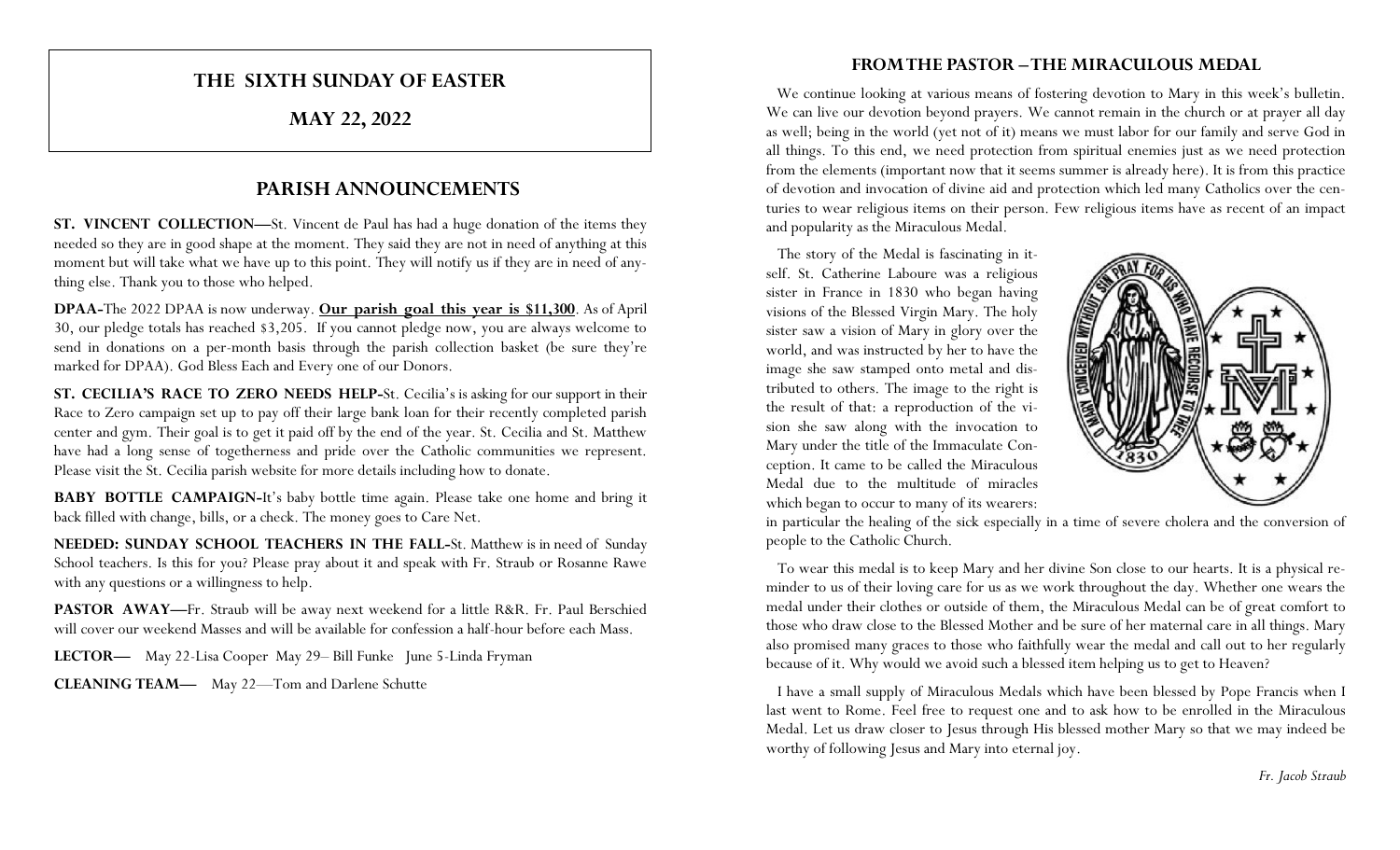## THE SIXTH SUNDAY OF EASTER

## MAY 22, 2022

## PARISH ANNOUNCEMENTS

**ST. VINCENT COLLECTION—**St. Vincent de Paul has had a huge donation of the items they needed so they are in good shape at the moment. They said they are not in need of anything at this moment but will take what we have up to this point. They will notify us if they are in need of anything else. Thank you to those who helped.

**DPAA-**The 2022 DPAA is now underway. **Our parish goal this year is $11,300**. As of April 30, our pledge totals has reached $3,205. If you cannot pledge now, you are always welcome to send in donations on a per-month basis through the parish collection basket (be sure they're marked for DPAA). God Bless Each and Every one of our Donors.

**ST. CECILIA'S RACE TO ZERO NEEDS HELP-**St. Cecilia's is asking for our support in their Race to Zero campaign set up to pay off their large bank loan for their recently completed parish center and gym. Their goal is to get it paid off by the end of the year. St. Cecilia and St. Matthew have had a long sense of togetherness and pride over the Catholic communities we represent. Please visit the St. Cecilia parish website for more details including how to donate.

**BABY BOTTLE CAMPAIGN-**It's baby bottle time again. Please take one home and bring it back filled with change, bills, or a check. The money goes to Care Net.

**NEEDED: SUNDAY SCHOOL TEACHERS IN THE FALL-**St. Matthew is in need of Sunday School teachers. Is this for you? Please pray about it and speak with Fr. Straub or Rosanne Rawe with any questions or a willingness to help.

**PASTOR AWAY—**Fr. Straub will be away next weekend for a little R&R. Fr. Paul Berschied will cover our weekend Masses and will be available for confession a half-hour before each Mass.

**LECTOR—** May 22-Lisa Cooper May 29– Bill Funke June 5-Linda Fryman

**CLEANING TEAM—** May 22—Tom and Darlene Schutte

## FROM THE PASTOR – THE MIRACULOUS MEDAL

We continue looking at various means of fostering devotion to Mary in this week's bulletin. We can live our devotion beyond prayers. We cannot remain in the church or at prayer all day as well; being in the world (yet not of it) means we must labor for our family and serve God in all things. To this end, we need protection from spiritual enemies just as we need protection from the elements (important now that it seems summer is already here). It is from this practice of devotion and invocation of divine aid and protection which led many Catholics over the centuries to wear religious items on their person. Few religious items have as recent of an impact and popularity as the Miraculous Medal.

The story of the Medal is fascinating in itself. St. Catherine Laboure was a religious sister in France in 1830 who began having visions of the Blessed Virgin Mary. The holy sister saw a vision of Mary in glory over the world, and was instructed by her to have the image she saw stamped onto metal and distributed to others. The image to the right is the result of that: a reproduction of the vision she saw along with the invocation to Mary under the title of the Immaculate Conception. It came to be called the Miraculous Medal due to the multitude of miracles which began to occur to many of its wearers: in particular the healing of the sick especially in a time of severe cholera and the conversion of people to the Catholic Church.

To wear this medal is to keep Mary and her divine Son close to our hearts. It is a physical reminder to us of their loving care for us as we work throughout the day. Whether one wears the medal under their clothes or outside of them, the Miraculous Medal can be of great comfort to those who draw close to the Blessed Mother and be sure of her maternal care in all things. Mary also promised many graces to those who faithfully wear the medal and call out to her regularly because of it. Why would we avoid such a blessed item helping us to get to Heaven?

I have a small supply of Miraculous Medals which have been blessed by Pope Francis when I last went to Rome. Feel free to request one and to ask how to be enrolled in the Miraculous Medal. Let us draw closer to Jesus through His blessed mother Mary so that we may indeed be worthy of following Jesus and Mary into eternal joy.

*Fr. Jacob Straub*